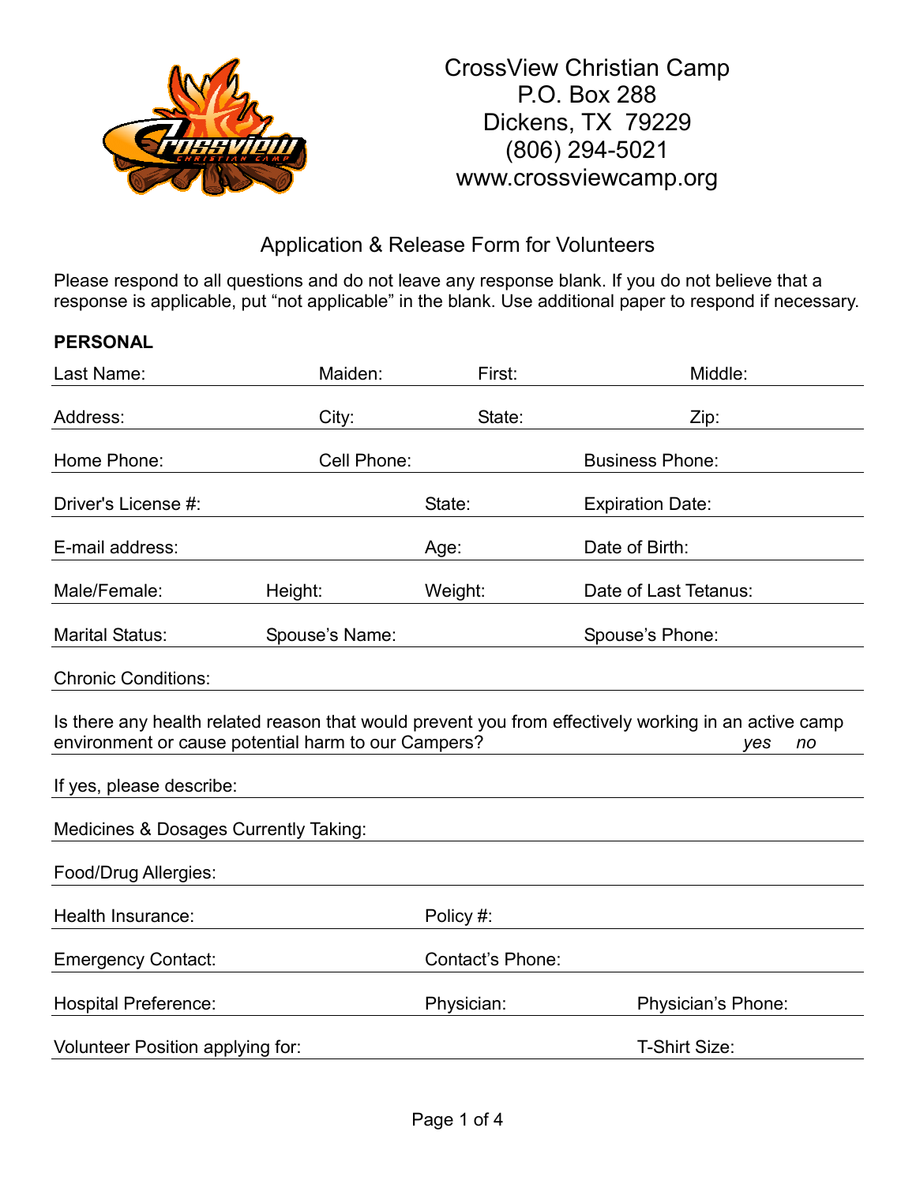CrossView Christian Camp
P.O. Box 288
Dickens, TX 79229
(806) 294-5021
www.crossviewcamp.org

## Application & Release Form for Volunteers

Please respond to all questions and do not leave any response blank. If you do not believe that a response is applicable, put "not applicable" in the blank. Use additional paper to respond if necessary.

**PERSONAL**

Last Name: Maiden: First: Middle:

Address: City: State: Zip:

Home Phone: Cell Phone: Business Phone:

Driver's License #: State: Expiration Date:

E-mail address: Age: Date of Birth:

Male/Female: Height: Weight: Date of Last Tetanus:

Marital Status: Spouse's Name: Spouse's Phone:

Chronic Conditions:

Is there any health related reason that would prevent you from effectively working in an active camp environment or cause potential harm to our Campers? *yes* *no*

If yes, please describe:

Medicines & Dosages Currently Taking:

Food/Drug Allergies:

Health Insurance: Policy #:

Emergency Contact: Contact's Phone:

Hospital Preference: Physician: Physician's Phone:

Volunteer Position applying for: T-Shirt Size: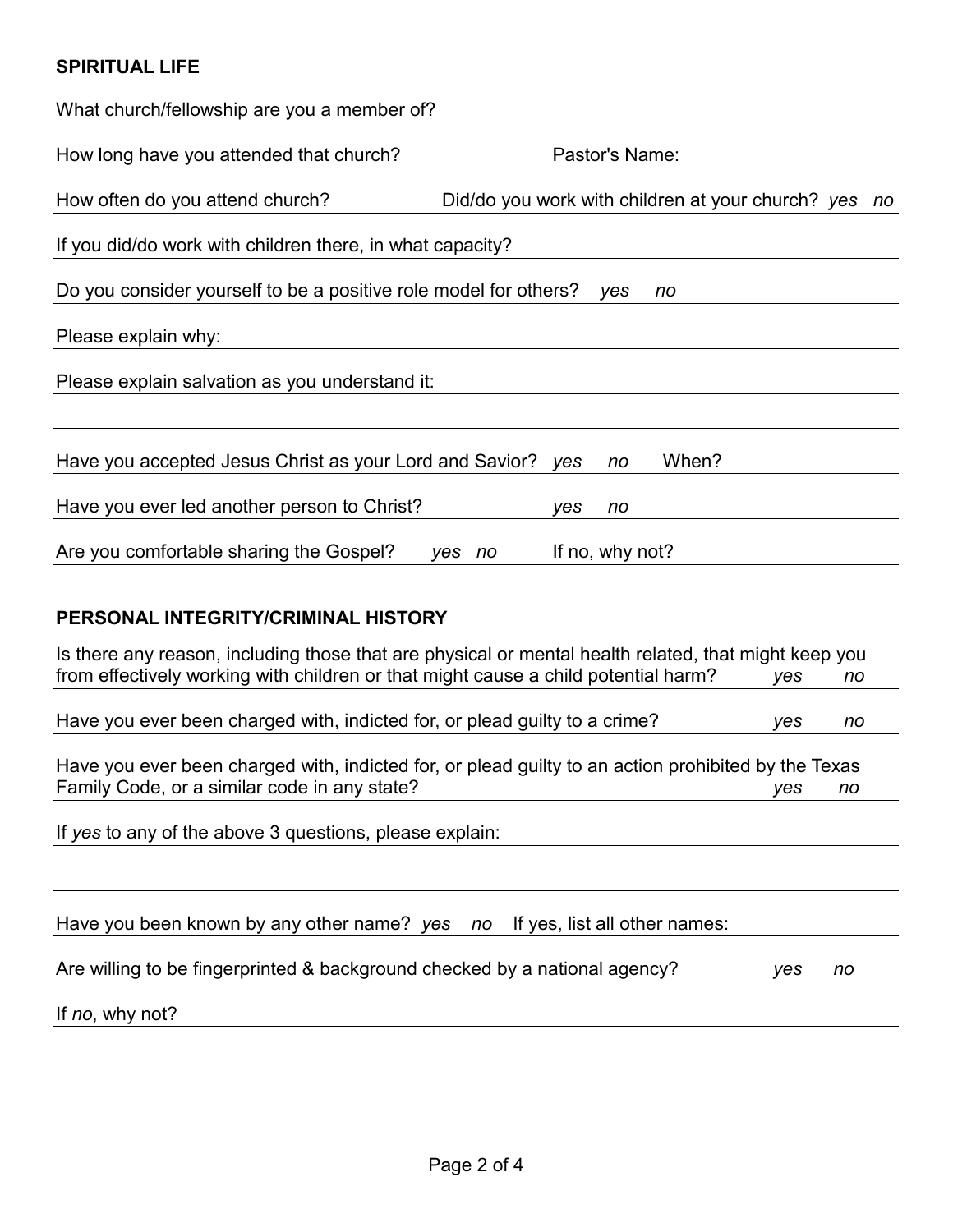**SPIRITUAL LIFE**

What church/fellowship are you a member of?

How long have you attended that church? Pastor's Name:

How often do you attend church? Did/do you work with children at your church? *yes* *no*

If you did/do work with children there, in what capacity?

Do you consider yourself to be a positive role model for others? *yes* *no*

Please explain why:

Please explain salvation as you understand it:

Have you accepted Jesus Christ as your Lord and Savior? *yes* *no* When?

Have you ever led another person to Christ? *yes* *no*

Are you comfortable sharing the Gospel? *yes* *no* If no, why not?

**PERSONAL INTEGRITY/CRIMINAL HISTORY**

Is there any reason, including those that are physical or mental health related, that might keep you from effectively working with children or that might cause a child potential harm? *yes* *no*

Have you ever been charged with, indicted for, or plead guilty to a crime? *yes* *no*

Have you ever been charged with, indicted for, or plead guilty to an action prohibited by the Texas Family Code, or a similar code in any state? *yes* *no*

If *yes* to any of the above 3 questions, please explain:

Have you been known by any other name? *yes* *no* If yes, list all other names:

Are willing to be fingerprinted & background checked by a national agency? *yes* *no*

If *no*, why not?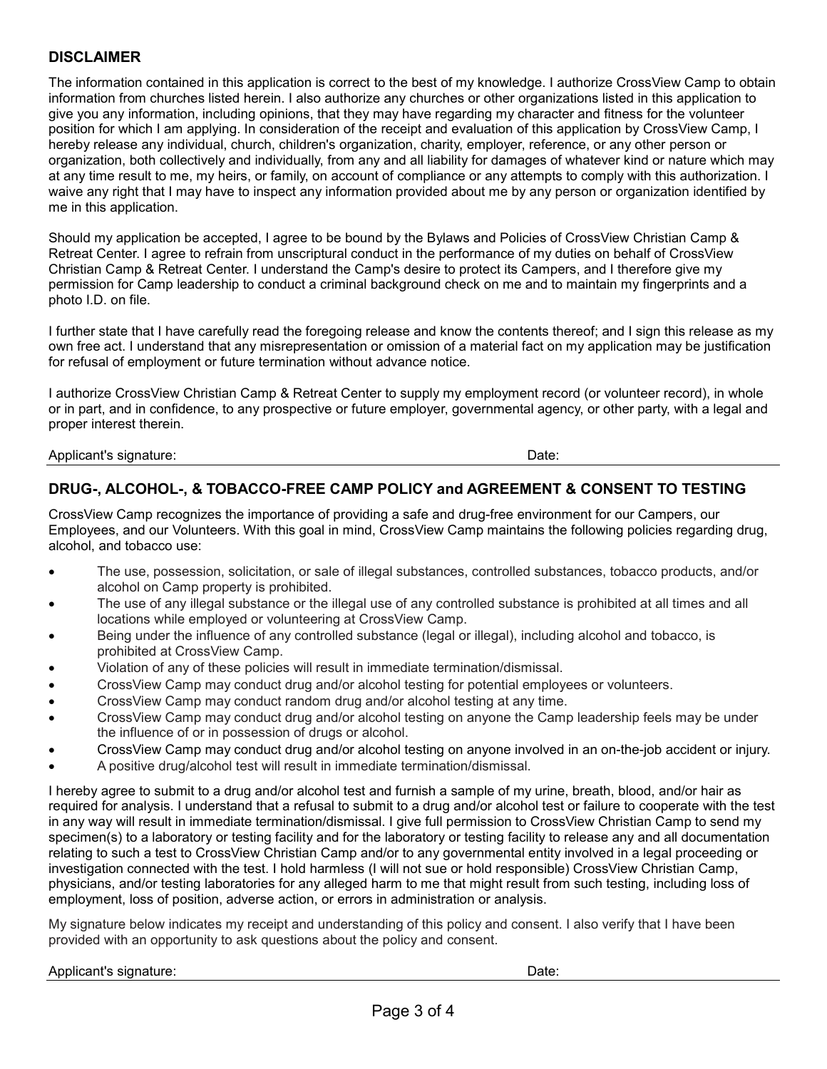## DISCLAIMER

The information contained in this application is correct to the best of my knowledge. I authorize CrossView Camp to obtain information from churches listed herein. I also authorize any churches or other organizations listed in this application to give you any information, including opinions, that they may have regarding my character and fitness for the volunteer position for which I am applying. In consideration of the receipt and evaluation of this application by CrossView Camp, I hereby release any individual, church, children's organization, charity, employer, reference, or any other person or organization, both collectively and individually, from any and all liability for damages of whatever kind or nature which may at any time result to me, my heirs, or family, on account of compliance or any attempts to comply with this authorization. I waive any right that I may have to inspect any information provided about me by any person or organization identified by me in this application.

Should my application be accepted, I agree to be bound by the Bylaws and Policies of CrossView Christian Camp & Retreat Center. I agree to refrain from unscriptural conduct in the performance of my duties on behalf of CrossView Christian Camp & Retreat Center. I understand the Camp's desire to protect its Campers, and I therefore give my permission for Camp leadership to conduct a criminal background check on me and to maintain my fingerprints and a photo I.D. on file.

I further state that I have carefully read the foregoing release and know the contents thereof; and I sign this release as my own free act. I understand that any misrepresentation or omission of a material fact on my application may be justification for refusal of employment or future termination without advance notice.

I authorize CrossView Christian Camp & Retreat Center to supply my employment record (or volunteer record), in whole or in part, and in confidence, to any prospective or future employer, governmental agency, or other party, with a legal and proper interest therein.

Applicant's signature: Date:

---

## DRUG-, ALCOHOL-, & TOBACCO-FREE CAMP POLICY and AGREEMENT & CONSENT TO TESTING

CrossView Camp recognizes the importance of providing a safe and drug-free environment for our Campers, our Employees, and our Volunteers. With this goal in mind, CrossView Camp maintains the following policies regarding drug, alcohol, and tobacco use:

- The use, possession, solicitation, or sale of illegal substances, controlled substances, tobacco products, and/or alcohol on Camp property is prohibited.
- The use of any illegal substance or the illegal use of any controlled substance is prohibited at all times and all locations while employed or volunteering at CrossView Camp.
- Being under the influence of any controlled substance (legal or illegal), including alcohol and tobacco, is prohibited at CrossView Camp.
- Violation of any of these policies will result in immediate termination/dismissal.
- CrossView Camp may conduct drug and/or alcohol testing for potential employees or volunteers.
- CrossView Camp may conduct random drug and/or alcohol testing at any time.
- CrossView Camp may conduct drug and/or alcohol testing on anyone the Camp leadership feels may be under the influence of or in possession of drugs or alcohol.
- CrossView Camp may conduct drug and/or alcohol testing on anyone involved in an on-the-job accident or injury.
- A positive drug/alcohol test will result in immediate termination/dismissal.

I hereby agree to submit to a drug and/or alcohol test and furnish a sample of my urine, breath, blood, and/or hair as required for analysis. I understand that a refusal to submit to a drug and/or alcohol test or failure to cooperate with the test in any way will result in immediate termination/dismissal. I give full permission to CrossView Christian Camp to send my specimen(s) to a laboratory or testing facility and for the laboratory or testing facility to release any and all documentation relating to such a test to CrossView Christian Camp and/or to any governmental entity involved in a legal proceeding or investigation connected with the test. I hold harmless (I will not sue or hold responsible) CrossView Christian Camp, physicians, and/or testing laboratories for any alleged harm to me that might result from such testing, including loss of employment, loss of position, adverse action, or errors in administration or analysis.

My signature below indicates my receipt and understanding of this policy and consent. I also verify that I have been provided with an opportunity to ask questions about the policy and consent.

Applicant's signature: Date: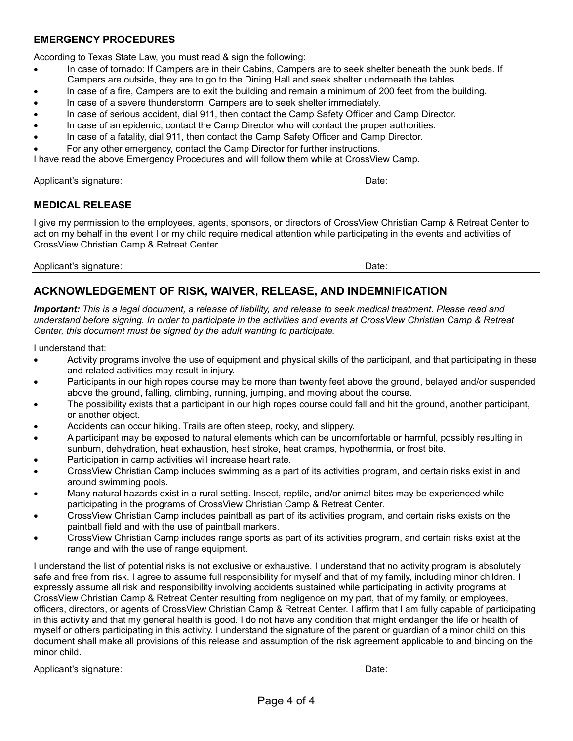## EMERGENCY PROCEDURES

According to Texas State Law, you must read & sign the following:

- In case of tornado: If Campers are in their Cabins, Campers are to seek shelter beneath the bunk beds. If Campers are outside, they are to go to the Dining Hall and seek shelter underneath the tables.
- In case of a fire, Campers are to exit the building and remain a minimum of 200 feet from the building.
- In case of a severe thunderstorm, Campers are to seek shelter immediately.
- In case of serious accident, dial 911, then contact the Camp Safety Officer and Camp Director.
- In case of an epidemic, contact the Camp Director who will contact the proper authorities.
- In case of a fatality, dial 911, then contact the Camp Safety Officer and Camp Director.
- For any other emergency, contact the Camp Director for further instructions.

I have read the above Emergency Procedures and will follow them while at CrossView Camp.

Applicant's signature: ______________________ Date: ______________

## MEDICAL RELEASE

I give my permission to the employees, agents, sponsors, or directors of CrossView Christian Camp & Retreat Center to act on my behalf in the event I or my child require medical attention while participating in the events and activities of CrossView Christian Camp & Retreat Center.

Applicant's signature: ______________________ Date: ______________

## ACKNOWLEDGEMENT OF RISK, WAIVER, RELEASE, AND INDEMNIFICATION

***Important:*** *This is a legal document, a release of liability, and release to seek medical treatment. Please read and understand before signing. In order to participate in the activities and events at CrossView Christian Camp & Retreat Center, this document must be signed by the adult wanting to participate.*

I understand that:

- Activity programs involve the use of equipment and physical skills of the participant, and that participating in these and related activities may result in injury.
- Participants in our high ropes course may be more than twenty feet above the ground, belayed and/or suspended above the ground, falling, climbing, running, jumping, and moving about the course.
- The possibility exists that a participant in our high ropes course could fall and hit the ground, another participant, or another object.
- Accidents can occur hiking. Trails are often steep, rocky, and slippery.
- A participant may be exposed to natural elements which can be uncomfortable or harmful, possibly resulting in sunburn, dehydration, heat exhaustion, heat stroke, heat cramps, hypothermia, or frost bite.
- Participation in camp activities will increase heart rate.
- CrossView Christian Camp includes swimming as a part of its activities program, and certain risks exist in and around swimming pools.
- Many natural hazards exist in a rural setting. Insect, reptile, and/or animal bites may be experienced while participating in the programs of CrossView Christian Camp & Retreat Center.
- CrossView Christian Camp includes paintball as part of its activities program, and certain risks exists on the paintball field and with the use of paintball markers.
- CrossView Christian Camp includes range sports as part of its activities program, and certain risks exist at the range and with the use of range equipment.

I understand the list of potential risks is not exclusive or exhaustive. I understand that no activity program is absolutely safe and free from risk. I agree to assume full responsibility for myself and that of my family, including minor children. I expressly assume all risk and responsibility involving accidents sustained while participating in activity programs at CrossView Christian Camp & Retreat Center resulting from negligence on my part, that of my family, or employees, officers, directors, or agents of CrossView Christian Camp & Retreat Center. I affirm that I am fully capable of participating in this activity and that my general health is good. I do not have any condition that might endanger the life or health of myself or others participating in this activity. I understand the signature of the parent or guardian of a minor child on this document shall make all provisions of this release and assumption of the risk agreement applicable to and binding on the minor child.

Applicant's signature: ______________________ Date: ______________